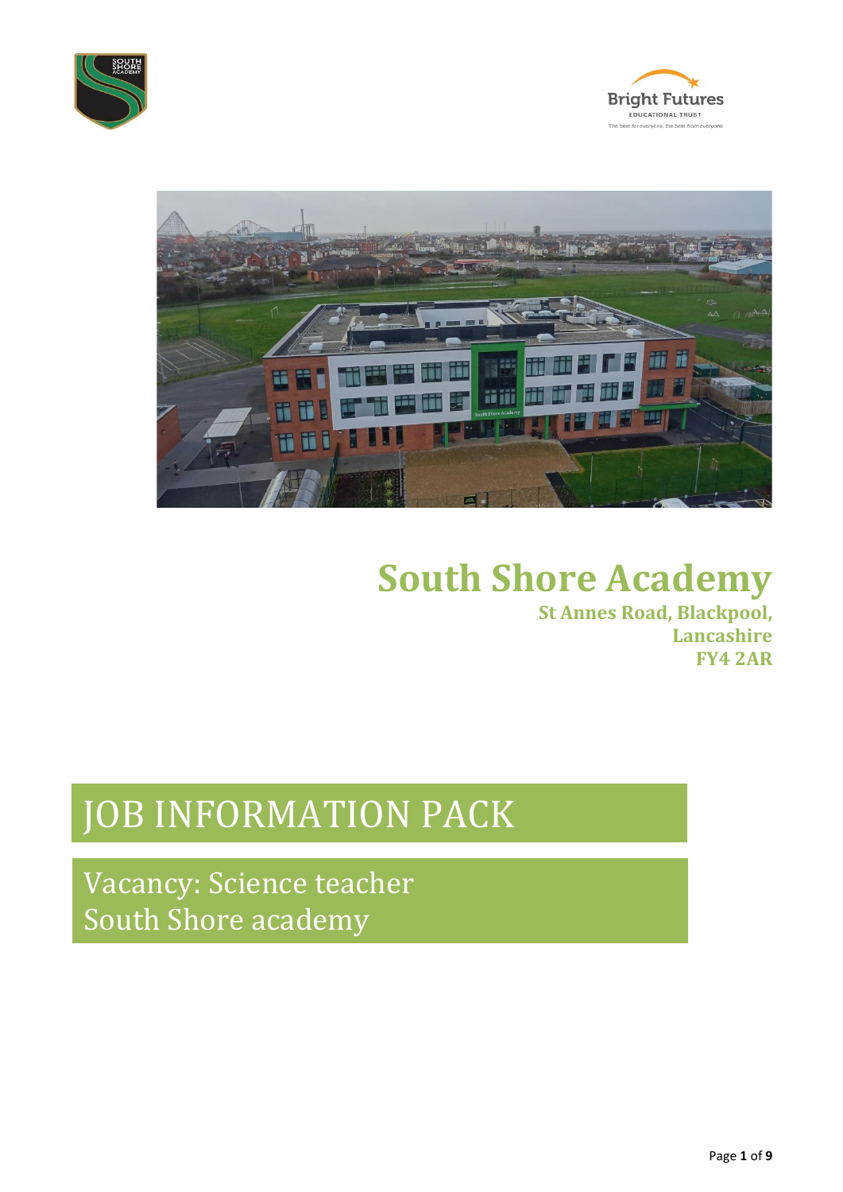# South Shore Academy

**St Annes Road, Blackpool,**
**Lancashire**
**FY4 2AR**

## JOB INFORMATION PACK

Vacancy: Science teacher
South Shore academy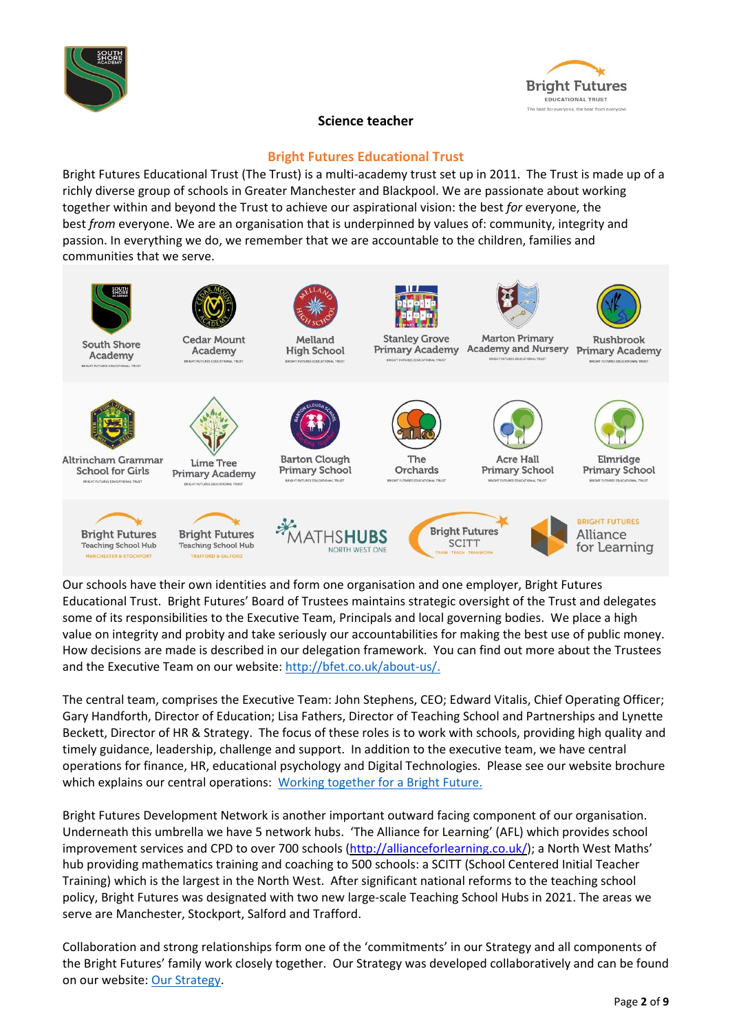# Science teacher

## Bright Futures Educational Trust

Bright Futures Educational Trust (The Trust) is a multi-academy trust set up in 2011. The Trust is made up of a richly diverse group of schools in Greater Manchester and Blackpool. We are passionate about working together within and beyond the Trust to achieve our aspirational vision: the best *for* everyone, the best *from* everyone. We are an organisation that is underpinned by values of: community, integrity and passion. In everything we do, we remember that we are accountable to the children, families and communities that we serve.

South Shore Academy | Cedar Mount Academy | Melland High School | Stanley Grove Primary Academy | Marton Primary Academy and Nursery | Rushbrook Primary Academy | Altrincham Grammar School for Girls | Lime Tree Primary Academy | Barton Clough Primary School | The Orchards | Acre Hall Primary School | Elmridge Primary School | Bright Futures Teaching School Hub (Manchester & Stockport) | Bright Futures Teaching School Hub (Trafford & Salford) | Maths Hubs North West One | Bright Futures SCITT | Bright Futures Alliance for Learning

Our schools have their own identities and form one organisation and one employer, Bright Futures Educational Trust. Bright Futures' Board of Trustees maintains strategic oversight of the Trust and delegates some of its responsibilities to the Executive Team, Principals and local governing bodies. We place a high value on integrity and probity and take seriously our accountabilities for making the best use of public money. How decisions are made is described in our delegation framework. You can find out more about the Trustees and the Executive Team on our website: http://bfet.co.uk/about-us/.

The central team, comprises the Executive Team: John Stephens, CEO; Edward Vitalis, Chief Operating Officer; Gary Handforth, Director of Education; Lisa Fathers, Director of Teaching School and Partnerships and Lynette Beckett, Director of HR & Strategy. The focus of these roles is to work with schools, providing high quality and timely guidance, leadership, challenge and support. In addition to the executive team, we have central operations for finance, HR, educational psychology and Digital Technologies. Please see our website brochure which explains our central operations: Working together for a Bright Future.

Bright Futures Development Network is another important outward facing component of our organisation. Underneath this umbrella we have 5 network hubs. 'The Alliance for Learning' (AFL) which provides school improvement services and CPD to over 700 schools (http://allianceforlearning.co.uk/); a North West Maths' hub providing mathematics training and coaching to 500 schools: a SCITT (School Centered Initial Teacher Training) which is the largest in the North West. After significant national reforms to the teaching school policy, Bright Futures was designated with two new large-scale Teaching School Hubs in 2021. The areas we serve are Manchester, Stockport, Salford and Trafford.

Collaboration and strong relationships form one of the 'commitments' in our Strategy and all components of the Bright Futures' family work closely together. Our Strategy was developed collaboratively and can be found on our website: Our Strategy.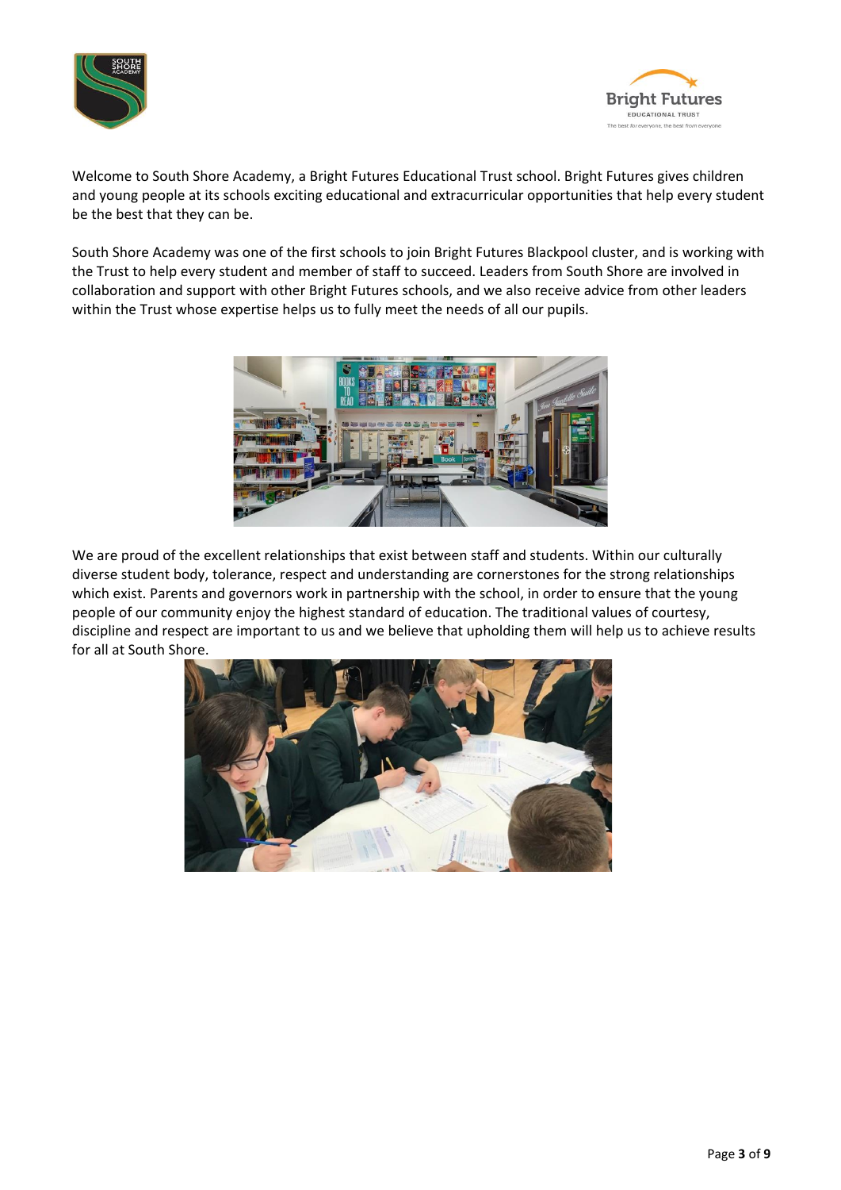Welcome to South Shore Academy, a Bright Futures Educational Trust school. Bright Futures gives children and young people at its schools exciting educational and extracurricular opportunities that help every student be the best that they can be.

South Shore Academy was one of the first schools to join Bright Futures Blackpool cluster, and is working with the Trust to help every student and member of staff to succeed. Leaders from South Shore are involved in collaboration and support with other Bright Futures schools, and we also receive advice from other leaders within the Trust whose expertise helps us to fully meet the needs of all our pupils.

We are proud of the excellent relationships that exist between staff and students. Within our culturally diverse student body, tolerance, respect and understanding are cornerstones for the strong relationships which exist. Parents and governors work in partnership with the school, in order to ensure that the young people of our community enjoy the highest standard of education. The traditional values of courtesy, discipline and respect are important to us and we believe that upholding them will help us to achieve results for all at South Shore.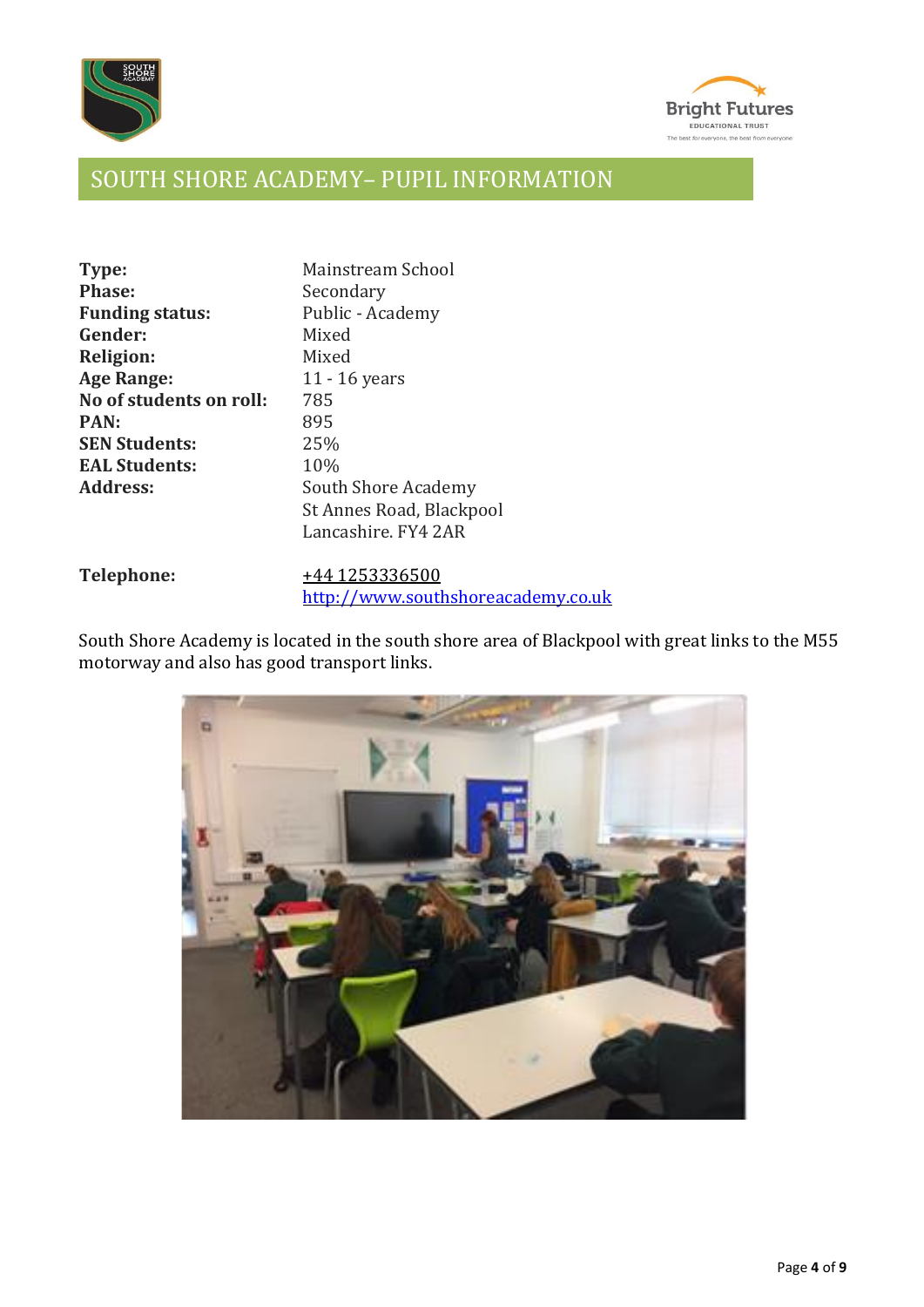# SOUTH SHORE ACADEMY– PUPIL INFORMATION

| | |
|---|---|
| **Type:** | Mainstream School |
| **Phase:** | Secondary |
| **Funding status:** | Public - Academy |
| **Gender:** | Mixed |
| **Religion:** | Mixed |
| **Age Range:** | 11 - 16 years |
| **No of students on roll:** | 785 |
| **PAN:** | 895 |
| **SEN Students:** | 25% |
| **EAL Students:** | 10% |
| **Address:** | South Shore Academy<br>St Annes Road, Blackpool<br>Lancashire. FY4 2AR |
| **Telephone:** | +44 1253336500<br>http://www.southshoreacademy.co.uk |

South Shore Academy is located in the south shore area of Blackpool with great links to the M55 motorway and also has good transport links.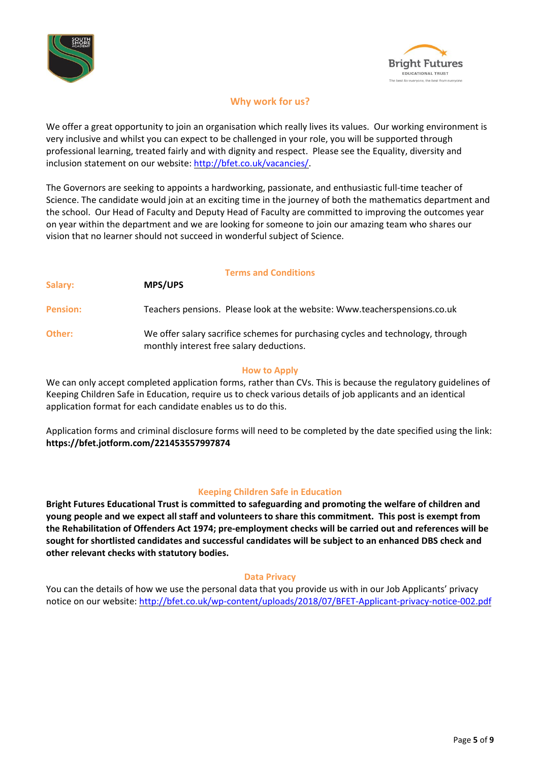## Why work for us?

We offer a great opportunity to join an organisation which really lives its values. Our working environment is very inclusive and whilst you can expect to be challenged in your role, you will be supported through professional learning, treated fairly and with dignity and respect. Please see the Equality, diversity and inclusion statement on our website: http://bfet.co.uk/vacancies/.

The Governors are seeking to appoints a hardworking, passionate, and enthusiastic full-time teacher of Science. The candidate would join at an exciting time in the journey of both the mathematics department and the school. Our Head of Faculty and Deputy Head of Faculty are committed to improving the outcomes year on year within the department and we are looking for someone to join our amazing team who shares our vision that no learner should not succeed in wonderful subject of Science.

## Terms and Conditions

| | |
|---|---|
| **Salary:** | **MPS/UPS** |
| **Pension:** | Teachers pensions. Please look at the website: Www.teacherspensions.co.uk |
| **Other:** | We offer salary sacrifice schemes for purchasing cycles and technology, through monthly interest free salary deductions. |

## How to Apply

We can only accept completed application forms, rather than CVs. This is because the regulatory guidelines of Keeping Children Safe in Education, require us to check various details of job applicants and an identical application format for each candidate enables us to do this.

Application forms and criminal disclosure forms will need to be completed by the date specified using the link: **https://bfet.jotform.com/221453557997874**

## Keeping Children Safe in Education

**Bright Futures Educational Trust is committed to safeguarding and promoting the welfare of children and young people and we expect all staff and volunteers to share this commitment. This post is exempt from the Rehabilitation of Offenders Act 1974; pre-employment checks will be carried out and references will be sought for shortlisted candidates and successful candidates will be subject to an enhanced DBS check and other relevant checks with statutory bodies.**

## Data Privacy

You can the details of how we use the personal data that you provide us with in our Job Applicants' privacy notice on our website: http://bfet.co.uk/wp-content/uploads/2018/07/BFET-Applicant-privacy-notice-002.pdf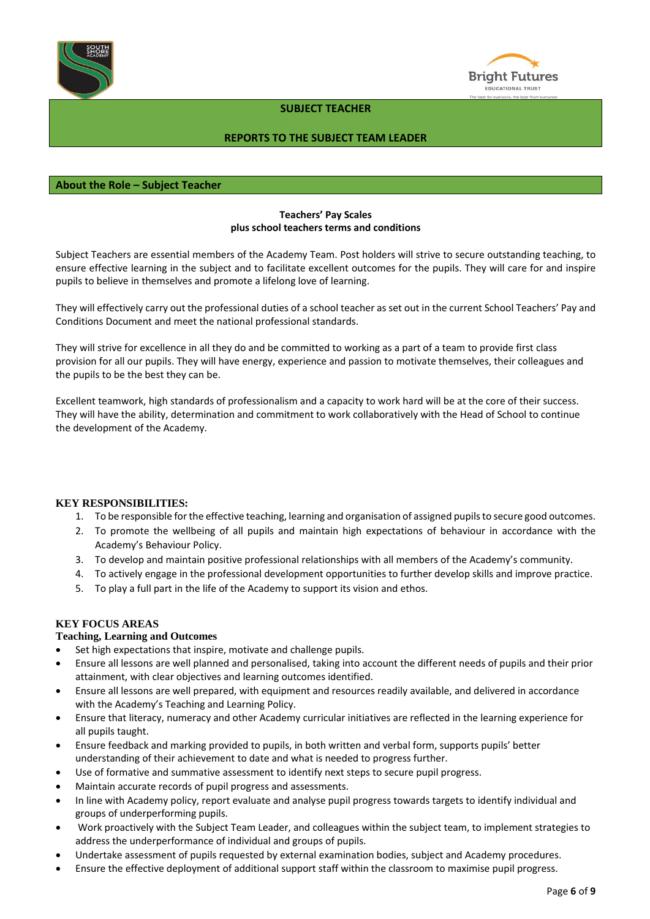## SUBJECT TEACHER

## REPORTS TO THE SUBJECT TEAM LEADER

### About the Role – Subject Teacher

**Teachers' Pay Scales**
**plus school teachers terms and conditions**

Subject Teachers are essential members of the Academy Team. Post holders will strive to secure outstanding teaching, to ensure effective learning in the subject and to facilitate excellent outcomes for the pupils. They will care for and inspire pupils to believe in themselves and promote a lifelong love of learning.

They will effectively carry out the professional duties of a school teacher as set out in the current School Teachers' Pay and Conditions Document and meet the national professional standards.

They will strive for excellence in all they do and be committed to working as a part of a team to provide first class provision for all our pupils. They will have energy, experience and passion to motivate themselves, their colleagues and the pupils to be the best they can be.

Excellent teamwork, high standards of professionalism and a capacity to work hard will be at the core of their success. They will have the ability, determination and commitment to work collaboratively with the Head of School to continue the development of the Academy.

**KEY RESPONSIBILITIES:**

1. To be responsible for the effective teaching, learning and organisation of assigned pupils to secure good outcomes.
2. To promote the wellbeing of all pupils and maintain high expectations of behaviour in accordance with the Academy's Behaviour Policy.
3. To develop and maintain positive professional relationships with all members of the Academy's community.
4. To actively engage in the professional development opportunities to further develop skills and improve practice.
5. To play a full part in the life of the Academy to support its vision and ethos.

**KEY FOCUS AREAS**

**Teaching, Learning and Outcomes**

- Set high expectations that inspire, motivate and challenge pupils.
- Ensure all lessons are well planned and personalised, taking into account the different needs of pupils and their prior attainment, with clear objectives and learning outcomes identified.
- Ensure all lessons are well prepared, with equipment and resources readily available, and delivered in accordance with the Academy's Teaching and Learning Policy.
- Ensure that literacy, numeracy and other Academy curricular initiatives are reflected in the learning experience for all pupils taught.
- Ensure feedback and marking provided to pupils, in both written and verbal form, supports pupils' better understanding of their achievement to date and what is needed to progress further.
- Use of formative and summative assessment to identify next steps to secure pupil progress.
- Maintain accurate records of pupil progress and assessments.
- In line with Academy policy, report evaluate and analyse pupil progress towards targets to identify individual and groups of underperforming pupils.
- Work proactively with the Subject Team Leader, and colleagues within the subject team, to implement strategies to address the underperformance of individual and groups of pupils.
- Undertake assessment of pupils requested by external examination bodies, subject and Academy procedures.
- Ensure the effective deployment of additional support staff within the classroom to maximise pupil progress.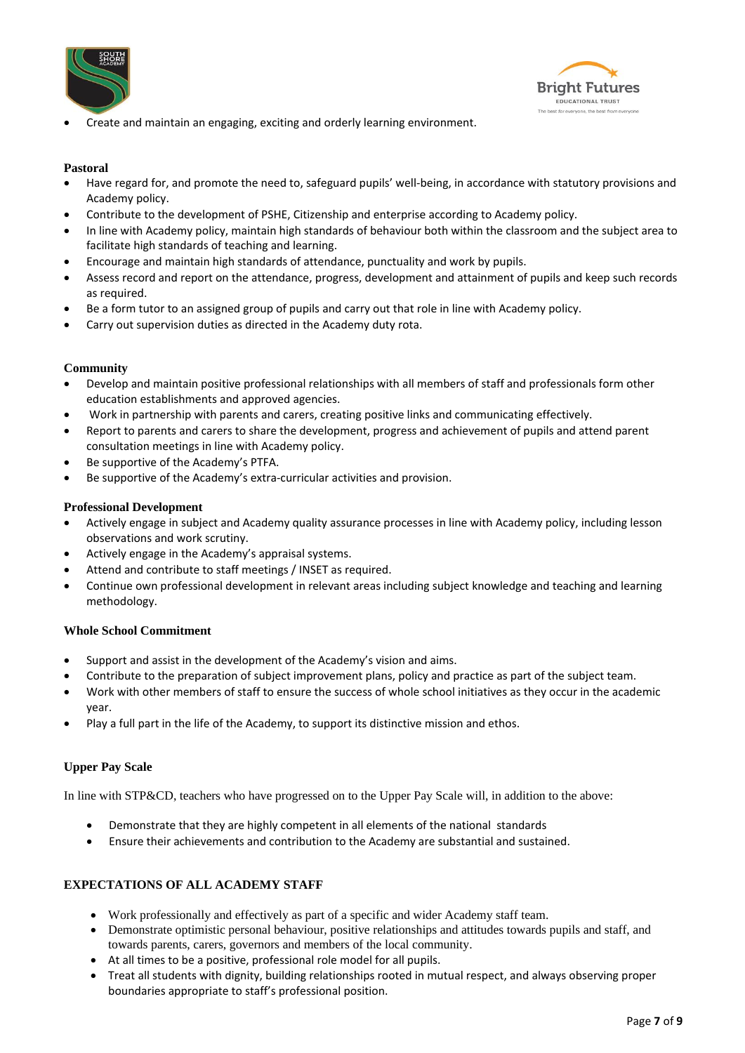- Create and maintain an engaging, exciting and orderly learning environment.

**Pastoral**

- Have regard for, and promote the need to, safeguard pupils' well-being, in accordance with statutory provisions and Academy policy.
- Contribute to the development of PSHE, Citizenship and enterprise according to Academy policy.
- In line with Academy policy, maintain high standards of behaviour both within the classroom and the subject area to facilitate high standards of teaching and learning.
- Encourage and maintain high standards of attendance, punctuality and work by pupils.
- Assess record and report on the attendance, progress, development and attainment of pupils and keep such records as required.
- Be a form tutor to an assigned group of pupils and carry out that role in line with Academy policy.
- Carry out supervision duties as directed in the Academy duty rota.

**Community**

- Develop and maintain positive professional relationships with all members of staff and professionals form other education establishments and approved agencies.
- Work in partnership with parents and carers, creating positive links and communicating effectively.
- Report to parents and carers to share the development, progress and achievement of pupils and attend parent consultation meetings in line with Academy policy.
- Be supportive of the Academy's PTFA.
- Be supportive of the Academy's extra-curricular activities and provision.

**Professional Development**

- Actively engage in subject and Academy quality assurance processes in line with Academy policy, including lesson observations and work scrutiny.
- Actively engage in the Academy's appraisal systems.
- Attend and contribute to staff meetings / INSET as required.
- Continue own professional development in relevant areas including subject knowledge and teaching and learning methodology.

**Whole School Commitment**

- Support and assist in the development of the Academy's vision and aims.
- Contribute to the preparation of subject improvement plans, policy and practice as part of the subject team.
- Work with other members of staff to ensure the success of whole school initiatives as they occur in the academic year.
- Play a full part in the life of the Academy, to support its distinctive mission and ethos.

**Upper Pay Scale**

In line with STP&CD, teachers who have progressed on to the Upper Pay Scale will, in addition to the above:

- Demonstrate that they are highly competent in all elements of the national standards
- Ensure their achievements and contribution to the Academy are substantial and sustained.

**EXPECTATIONS OF ALL ACADEMY STAFF**

- Work professionally and effectively as part of a specific and wider Academy staff team.
- Demonstrate optimistic personal behaviour, positive relationships and attitudes towards pupils and staff, and towards parents, carers, governors and members of the local community.
- At all times to be a positive, professional role model for all pupils.
- Treat all students with dignity, building relationships rooted in mutual respect, and always observing proper boundaries appropriate to staff's professional position.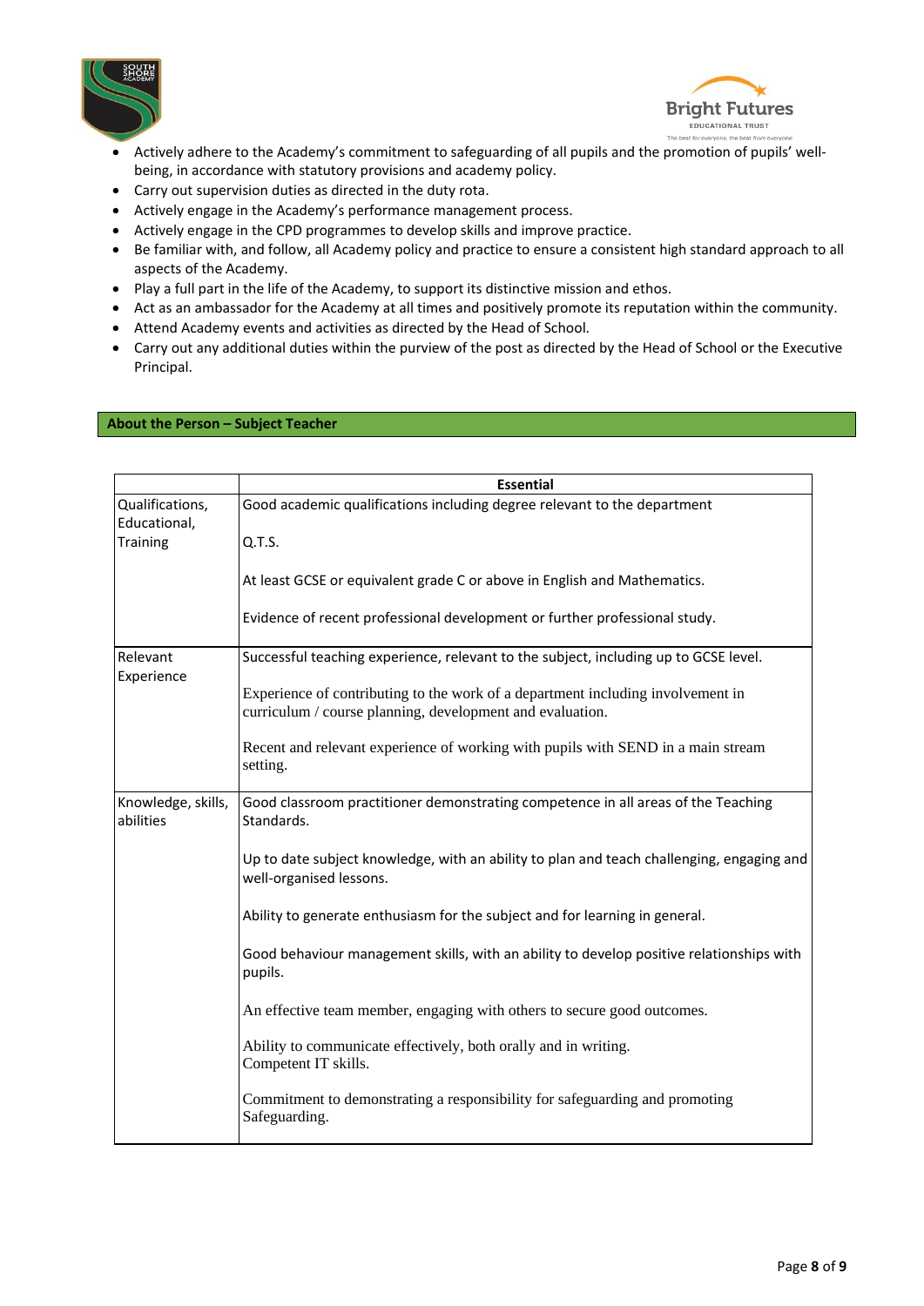- Actively adhere to the Academy's commitment to safeguarding of all pupils and the promotion of pupils' well-being, in accordance with statutory provisions and academy policy.
- Carry out supervision duties as directed in the duty rota.
- Actively engage in the Academy's performance management process.
- Actively engage in the CPD programmes to develop skills and improve practice.
- Be familiar with, and follow, all Academy policy and practice to ensure a consistent high standard approach to all aspects of the Academy.
- Play a full part in the life of the Academy, to support its distinctive mission and ethos.
- Act as an ambassador for the Academy at all times and positively promote its reputation within the community.
- Attend Academy events and activities as directed by the Head of School.
- Carry out any additional duties within the purview of the post as directed by the Head of School or the Executive Principal.

## About the Person – Subject Teacher

| | Essential |
|---|---|
| Qualifications, Educational, Training | Good academic qualifications including degree relevant to the department<br><br>Q.T.S.<br><br>At least GCSE or equivalent grade C or above in English and Mathematics.<br><br>Evidence of recent professional development or further professional study. |
| Relevant Experience | Successful teaching experience, relevant to the subject, including up to GCSE level.<br><br>Experience of contributing to the work of a department including involvement in curriculum / course planning, development and evaluation.<br><br>Recent and relevant experience of working with pupils with SEND in a main stream setting. |
| Knowledge, skills, abilities | Good classroom practitioner demonstrating competence in all areas of the Teaching Standards.<br><br>Up to date subject knowledge, with an ability to plan and teach challenging, engaging and well-organised lessons.<br><br>Ability to generate enthusiasm for the subject and for learning in general.<br><br>Good behaviour management skills, with an ability to develop positive relationships with pupils.<br><br>An effective team member, engaging with others to secure good outcomes.<br><br>Ability to communicate effectively, both orally and in writing.<br>Competent IT skills.<br><br>Commitment to demonstrating a responsibility for safeguarding and promoting Safeguarding. |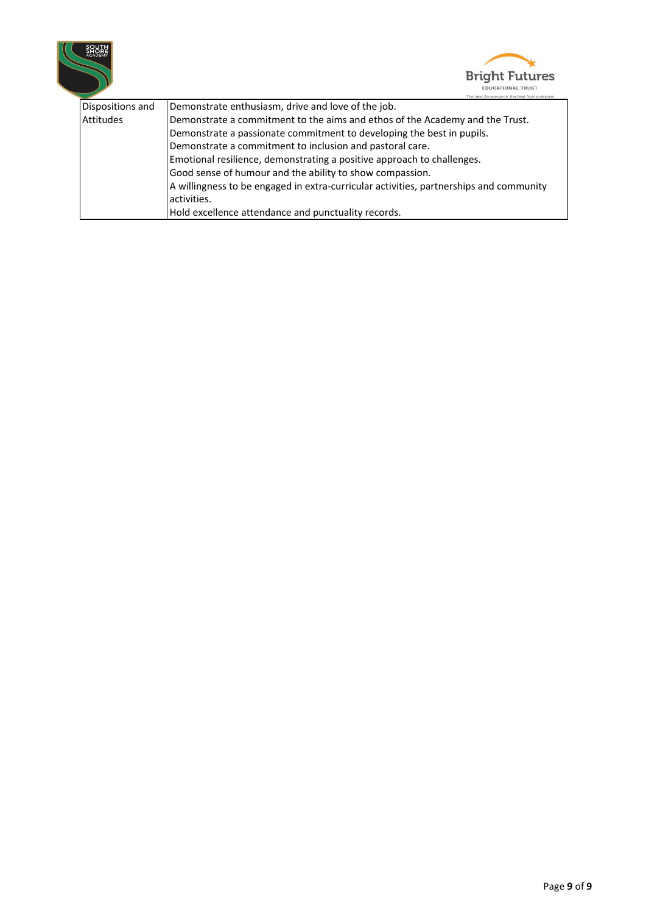| | |
|---|---|
| Dispositions and Attitudes | Demonstrate enthusiasm, drive and love of the job.<br>Demonstrate a commitment to the aims and ethos of the Academy and the Trust.<br>Demonstrate a passionate commitment to developing the best in pupils.<br>Demonstrate a commitment to inclusion and pastoral care.<br>Emotional resilience, demonstrating a positive approach to challenges.<br>Good sense of humour and the ability to show compassion.<br>A willingness to be engaged in extra-curricular activities, partnerships and community activities.<br>Hold excellence attendance and punctuality records. |